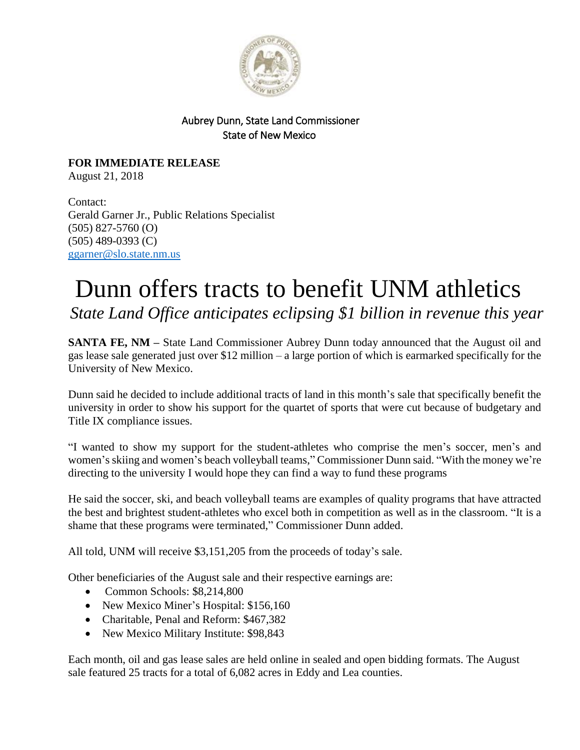Aubrey Dunn, State Land Commissioner
State of New Mexico

**FOR IMMEDIATE RELEASE**
August 21, 2018

Contact:
Gerald Garner Jr., Public Relations Specialist
(505) 827-5760 (O)
(505) 489-0393 (C)
ggarner@slo.state.nm.us

# Dunn offers tracts to benefit UNM athletics

*State Land Office anticipates eclipsing $1 billion in revenue this year*

**SANTA FE, NM –** State Land Commissioner Aubrey Dunn today announced that the August oil and gas lease sale generated just over $12 million – a large portion of which is earmarked specifically for the University of New Mexico.

Dunn said he decided to include additional tracts of land in this month's sale that specifically benefit the university in order to show his support for the quartet of sports that were cut because of budgetary and Title IX compliance issues.

"I wanted to show my support for the student-athletes who comprise the men's soccer, men's and women's skiing and women's beach volleyball teams," Commissioner Dunn said. "With the money we're directing to the university I would hope they can find a way to fund these programs

He said the soccer, ski, and beach volleyball teams are examples of quality programs that have attracted the best and brightest student-athletes who excel both in competition as well as in the classroom. "It is a shame that these programs were terminated," Commissioner Dunn added.

All told, UNM will receive $3,151,205 from the proceeds of today's sale.

Other beneficiaries of the August sale and their respective earnings are:

- Common Schools: $8,214,800
- New Mexico Miner's Hospital: $156,160
- Charitable, Penal and Reform: $467,382
- New Mexico Military Institute: $98,843

Each month, oil and gas lease sales are held online in sealed and open bidding formats. The August sale featured 25 tracts for a total of 6,082 acres in Eddy and Lea counties.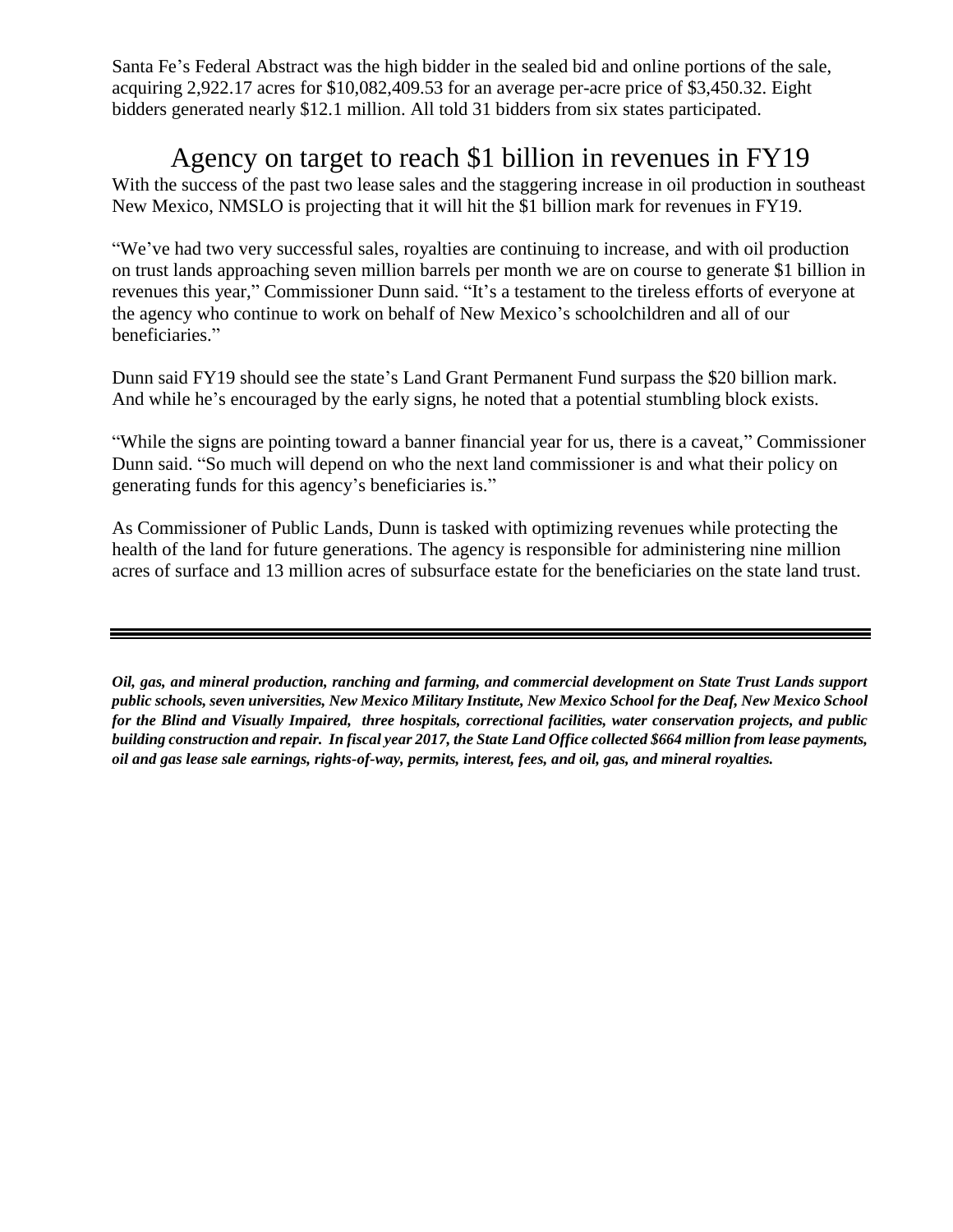Santa Fe's Federal Abstract was the high bidder in the sealed bid and online portions of the sale, acquiring 2,922.17 acres for $10,082,409.53 for an average per-acre price of $3,450.32. Eight bidders generated nearly $12.1 million. All told 31 bidders from six states participated.

## Agency on target to reach $1 billion in revenues in FY19

With the success of the past two lease sales and the staggering increase in oil production in southeast New Mexico, NMSLO is projecting that it will hit the $1 billion mark for revenues in FY19.

"We've had two very successful sales, royalties are continuing to increase, and with oil production on trust lands approaching seven million barrels per month we are on course to generate $1 billion in revenues this year," Commissioner Dunn said. "It's a testament to the tireless efforts of everyone at the agency who continue to work on behalf of New Mexico's schoolchildren and all of our beneficiaries."

Dunn said FY19 should see the state's Land Grant Permanent Fund surpass the $20 billion mark. And while he's encouraged by the early signs, he noted that a potential stumbling block exists.

"While the signs are pointing toward a banner financial year for us, there is a caveat," Commissioner Dunn said. "So much will depend on who the next land commissioner is and what their policy on generating funds for this agency's beneficiaries is."

As Commissioner of Public Lands, Dunn is tasked with optimizing revenues while protecting the health of the land for future generations. The agency is responsible for administering nine million acres of surface and 13 million acres of subsurface estate for the beneficiaries on the state land trust.

---

***Oil, gas, and mineral production, ranching and farming, and commercial development on State Trust Lands support public schools, seven universities, New Mexico Military Institute, New Mexico School for the Deaf, New Mexico School for the Blind and Visually Impaired, three hospitals, correctional facilities, water conservation projects, and public building construction and repair. In fiscal year 2017, the State Land Office collected $664 million from lease payments, oil and gas lease sale earnings, rights-of-way, permits, interest, fees, and oil, gas, and mineral royalties.***